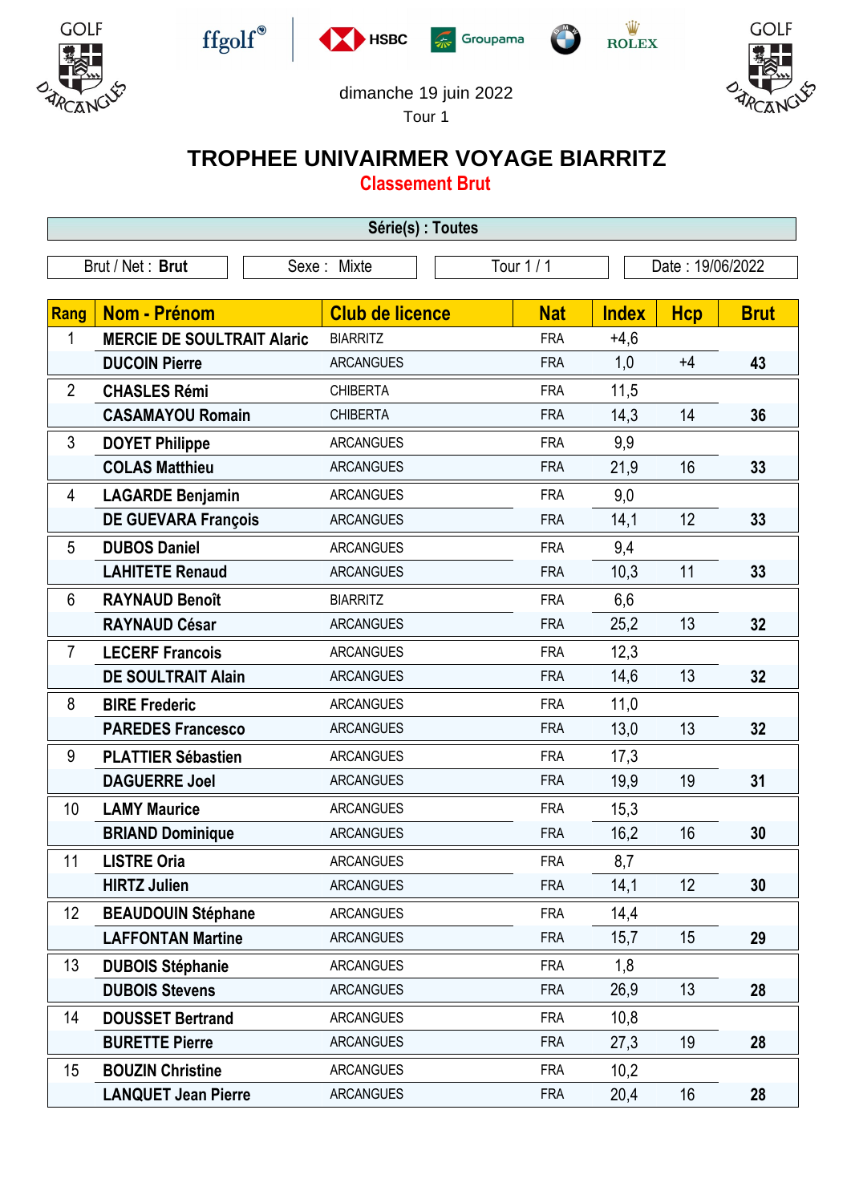dimanche 19 juin 2022

Tour 1

# TROPHEE UNIVAIRMER VOYAGE BIARRITZ

## Classement Brut

**Série(s) : Toutes**

| Brut / Net : **Brut** | Sexe : Mixte | Tour 1 / 1 | Date : 19/06/2022 |
|---|---|---|---|

| Rang | Nom - Prénom | Club de licence | Nat | Index | Hcp | Brut |
|---|---|---|---|---|---|---|
| 1 | **MERCIE DE SOULTRAIT Alaric** | BIARRITZ | FRA | +4,6 | | |
| | **DUCOIN Pierre** | ARCANGUES | FRA | 1,0 | +4 | **43** |
| 2 | **CHASLES Rémi** | CHIBERTA | FRA | 11,5 | | |
| | **CASAMAYOU Romain** | CHIBERTA | FRA | 14,3 | 14 | **36** |
| 3 | **DOYET Philippe** | ARCANGUES | FRA | 9,9 | | |
| | **COLAS Matthieu** | ARCANGUES | FRA | 21,9 | 16 | **33** |
| 4 | **LAGARDE Benjamin** | ARCANGUES | FRA | 9,0 | | |
| | **DE GUEVARA François** | ARCANGUES | FRA | 14,1 | 12 | **33** |
| 5 | **DUBOS Daniel** | ARCANGUES | FRA | 9,4 | | |
| | **LAHITETE Renaud** | ARCANGUES | FRA | 10,3 | 11 | **33** |
| 6 | **RAYNAUD Benoît** | BIARRITZ | FRA | 6,6 | | |
| | **RAYNAUD César** | ARCANGUES | FRA | 25,2 | 13 | **32** |
| 7 | **LECERF Francois** | ARCANGUES | FRA | 12,3 | | |
| | **DE SOULTRAIT Alain** | ARCANGUES | FRA | 14,6 | 13 | **32** |
| 8 | **BIRE Frederic** | ARCANGUES | FRA | 11,0 | | |
| | **PAREDES Francesco** | ARCANGUES | FRA | 13,0 | 13 | **32** |
| 9 | **PLATTIER Sébastien** | ARCANGUES | FRA | 17,3 | | |
| | **DAGUERRE Joel** | ARCANGUES | FRA | 19,9 | 19 | **31** |
| 10 | **LAMY Maurice** | ARCANGUES | FRA | 15,3 | | |
| | **BRIAND Dominique** | ARCANGUES | FRA | 16,2 | 16 | **30** |
| 11 | **LISTRE Oria** | ARCANGUES | FRA | 8,7 | | |
| | **HIRTZ Julien** | ARCANGUES | FRA | 14,1 | 12 | **30** |
| 12 | **BEAUDOUIN Stéphane** | ARCANGUES | FRA | 14,4 | | |
| | **LAFFONTAN Martine** | ARCANGUES | FRA | 15,7 | 15 | **29** |
| 13 | **DUBOIS Stéphanie** | ARCANGUES | FRA | 1,8 | | |
| | **DUBOIS Stevens** | ARCANGUES | FRA | 26,9 | 13 | **28** |
| 14 | **DOUSSET Bertrand** | ARCANGUES | FRA | 10,8 | | |
| | **BURETTE Pierre** | ARCANGUES | FRA | 27,3 | 19 | **28** |
| 15 | **BOUZIN Christine** | ARCANGUES | FRA | 10,2 | | |
| | **LANQUET Jean Pierre** | ARCANGUES | FRA | 20,4 | 16 | **28** |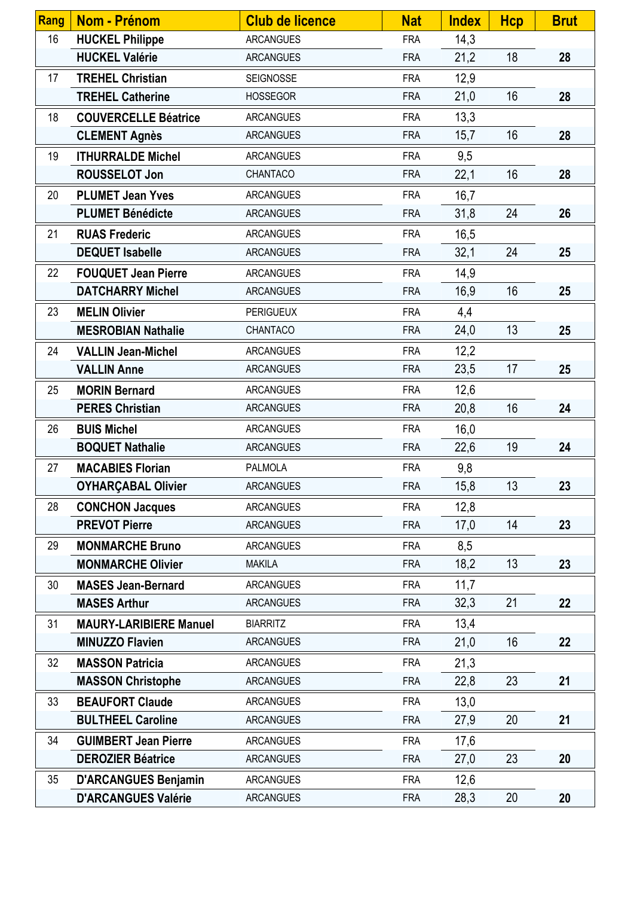| Rang | Nom - Prénom | Club de licence | Nat | Index | Hcp | Brut |
|---|---|---|---|---|---|---|
| 16 | **HUCKEL Philippe** | ARCANGUES | FRA | 14,3 | | |
| | **HUCKEL Valérie** | ARCANGUES | FRA | 21,2 | 18 | **28** |
| 17 | **TREHEL Christian** | SEIGNOSSE | FRA | 12,9 | | |
| | **TREHEL Catherine** | HOSSEGOR | FRA | 21,0 | 16 | **28** |
| 18 | **COUVERCELLE Béatrice** | ARCANGUES | FRA | 13,3 | | |
| | **CLEMENT Agnès** | ARCANGUES | FRA | 15,7 | 16 | **28** |
| 19 | **ITHURRALDE Michel** | ARCANGUES | FRA | 9,5 | | |
| | **ROUSSELOT Jon** | CHANTACO | FRA | 22,1 | 16 | **28** |
| 20 | **PLUMET Jean Yves** | ARCANGUES | FRA | 16,7 | | |
| | **PLUMET Bénédicte** | ARCANGUES | FRA | 31,8 | 24 | **26** |
| 21 | **RUAS Frederic** | ARCANGUES | FRA | 16,5 | | |
| | **DEQUET Isabelle** | ARCANGUES | FRA | 32,1 | 24 | **25** |
| 22 | **FOUQUET Jean Pierre** | ARCANGUES | FRA | 14,9 | | |
| | **DATCHARRY Michel** | ARCANGUES | FRA | 16,9 | 16 | **25** |
| 23 | **MELIN Olivier** | PERIGUEUX | FRA | 4,4 | | |
| | **MESROBIAN Nathalie** | CHANTACO | FRA | 24,0 | 13 | **25** |
| 24 | **VALLIN Jean-Michel** | ARCANGUES | FRA | 12,2 | | |
| | **VALLIN Anne** | ARCANGUES | FRA | 23,5 | 17 | **25** |
| 25 | **MORIN Bernard** | ARCANGUES | FRA | 12,6 | | |
| | **PERES Christian** | ARCANGUES | FRA | 20,8 | 16 | **24** |
| 26 | **BUIS Michel** | ARCANGUES | FRA | 16,0 | | |
| | **BOQUET Nathalie** | ARCANGUES | FRA | 22,6 | 19 | **24** |
| 27 | **MACABIES Florian** | PALMOLA | FRA | 9,8 | | |
| | **OYHARÇABAL Olivier** | ARCANGUES | FRA | 15,8 | 13 | **23** |
| 28 | **CONCHON Jacques** | ARCANGUES | FRA | 12,8 | | |
| | **PREVOT Pierre** | ARCANGUES | FRA | 17,0 | 14 | **23** |
| 29 | **MONMARCHE Bruno** | ARCANGUES | FRA | 8,5 | | |
| | **MONMARCHE Olivier** | MAKILA | FRA | 18,2 | 13 | **23** |
| 30 | **MASES Jean-Bernard** | ARCANGUES | FRA | 11,7 | | |
| | **MASES Arthur** | ARCANGUES | FRA | 32,3 | 21 | **22** |
| 31 | **MAURY-LARIBIERE Manuel** | BIARRITZ | FRA | 13,4 | | |
| | **MINUZZO Flavien** | ARCANGUES | FRA | 21,0 | 16 | **22** |
| 32 | **MASSON Patricia** | ARCANGUES | FRA | 21,3 | | |
| | **MASSON Christophe** | ARCANGUES | FRA | 22,8 | 23 | **21** |
| 33 | **BEAUFORT Claude** | ARCANGUES | FRA | 13,0 | | |
| | **BULTHEEL Caroline** | ARCANGUES | FRA | 27,9 | 20 | **21** |
| 34 | **GUIMBERT Jean Pierre** | ARCANGUES | FRA | 17,6 | | |
| | **DEROZIER Béatrice** | ARCANGUES | FRA | 27,0 | 23 | **20** |
| 35 | **D'ARCANGUES Benjamin** | ARCANGUES | FRA | 12,6 | | |
| | **D'ARCANGUES Valérie** | ARCANGUES | FRA | 28,3 | 20 | **20** |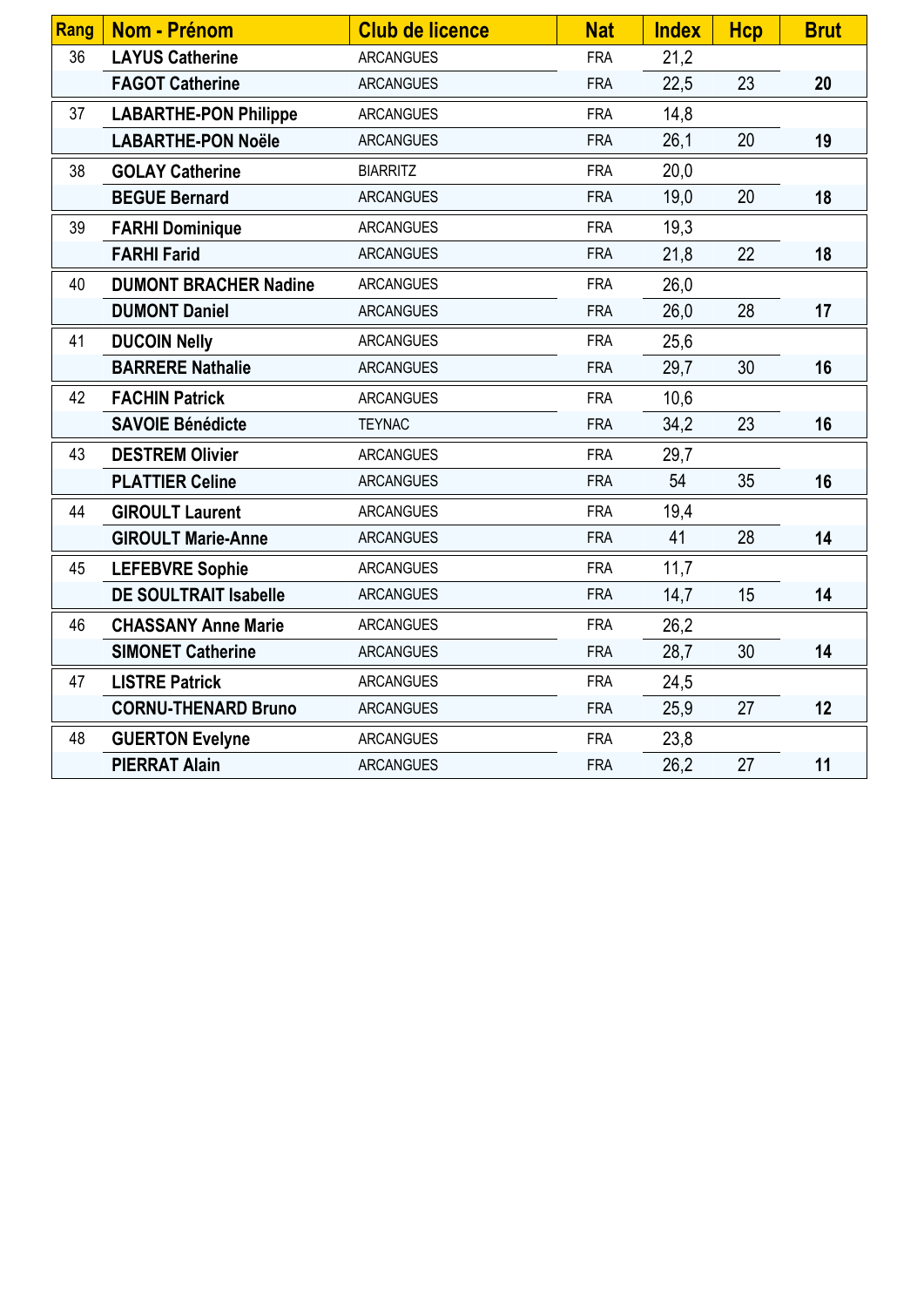| Rang | Nom - Prénom | Club de licence | Nat | Index | Hcp | Brut |
|---|---|---|---|---|---|---|
| 36 | **LAYUS Catherine** | ARCANGUES | FRA | 21,2 | | |
| | **FAGOT Catherine** | ARCANGUES | FRA | 22,5 | 23 | **20** |
| 37 | **LABARTHE-PON Philippe** | ARCANGUES | FRA | 14,8 | | |
| | **LABARTHE-PON Noële** | ARCANGUES | FRA | 26,1 | 20 | **19** |
| 38 | **GOLAY Catherine** | BIARRITZ | FRA | 20,0 | | |
| | **BEGUE Bernard** | ARCANGUES | FRA | 19,0 | 20 | **18** |
| 39 | **FARHI Dominique** | ARCANGUES | FRA | 19,3 | | |
| | **FARHI Farid** | ARCANGUES | FRA | 21,8 | 22 | **18** |
| 40 | **DUMONT BRACHER Nadine** | ARCANGUES | FRA | 26,0 | | |
| | **DUMONT Daniel** | ARCANGUES | FRA | 26,0 | 28 | **17** |
| 41 | **DUCOIN Nelly** | ARCANGUES | FRA | 25,6 | | |
| | **BARRERE Nathalie** | ARCANGUES | FRA | 29,7 | 30 | **16** |
| 42 | **FACHIN Patrick** | ARCANGUES | FRA | 10,6 | | |
| | **SAVOIE Bénédicte** | TEYNAC | FRA | 34,2 | 23 | **16** |
| 43 | **DESTREM Olivier** | ARCANGUES | FRA | 29,7 | | |
| | **PLATTIER Celine** | ARCANGUES | FRA | 54 | 35 | **16** |
| 44 | **GIROULT Laurent** | ARCANGUES | FRA | 19,4 | | |
| | **GIROULT Marie-Anne** | ARCANGUES | FRA | 41 | 28 | **14** |
| 45 | **LEFEBVRE Sophie** | ARCANGUES | FRA | 11,7 | | |
| | **DE SOULTRAIT Isabelle** | ARCANGUES | FRA | 14,7 | 15 | **14** |
| 46 | **CHASSANY Anne Marie** | ARCANGUES | FRA | 26,2 | | |
| | **SIMONET Catherine** | ARCANGUES | FRA | 28,7 | 30 | **14** |
| 47 | **LISTRE Patrick** | ARCANGUES | FRA | 24,5 | | |
| | **CORNU-THENARD Bruno** | ARCANGUES | FRA | 25,9 | 27 | **12** |
| 48 | **GUERTON Evelyne** | ARCANGUES | FRA | 23,8 | | |
| | **PIERRAT Alain** | ARCANGUES | FRA | 26,2 | 27 | **11** |